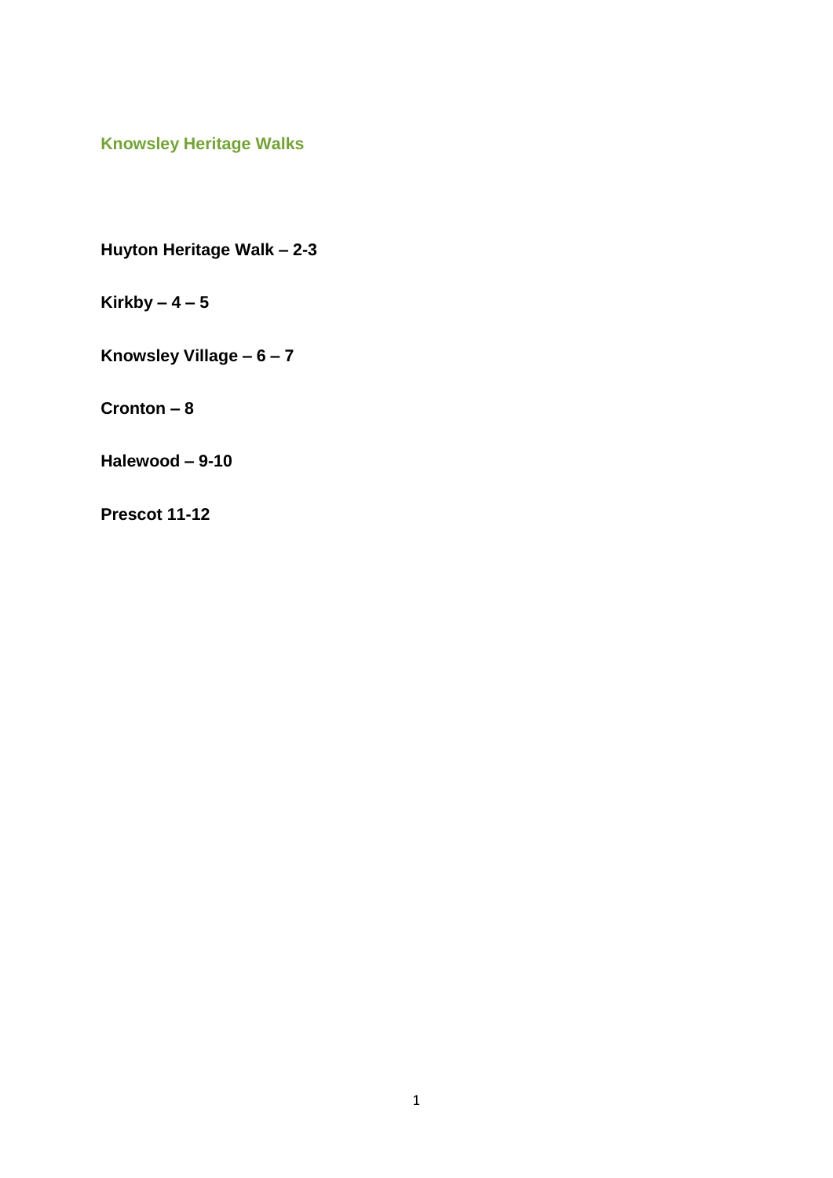# Knowsley Heritage Walks

**Huyton Heritage Walk – 2-3**

**Kirkby – 4 – 5**

**Knowsley Village – 6 – 7**

**Cronton – 8**

**Halewood – 9-10**

**Prescot 11-12**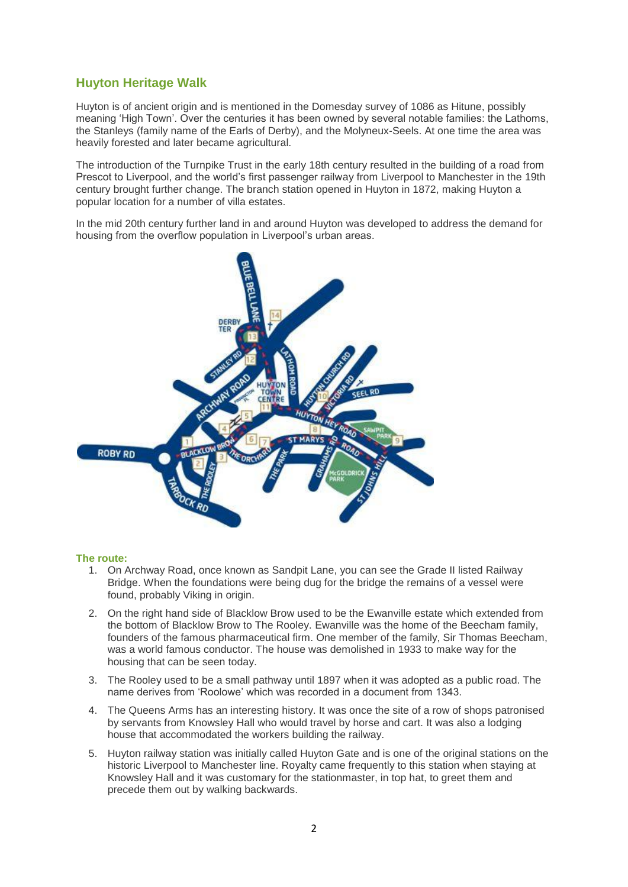## Huyton Heritage Walk

Huyton is of ancient origin and is mentioned in the Domesday survey of 1086 as Hitune, possibly meaning 'High Town'. Over the centuries it has been owned by several notable families: the Lathoms, the Stanleys (family name of the Earls of Derby), and the Molyneux-Seels. At one time the area was heavily forested and later became agricultural.

The introduction of the Turnpike Trust in the early 18th century resulted in the building of a road from Prescot to Liverpool, and the world's first passenger railway from Liverpool to Manchester in the 19th century brought further change. The branch station opened in Huyton in 1872, making Huyton a popular location for a number of villa estates.

In the mid 20th century further land in and around Huyton was developed to address the demand for housing from the overflow population in Liverpool's urban areas.

**The route:**

1. On Archway Road, once known as Sandpit Lane, you can see the Grade II listed Railway Bridge. When the foundations were being dug for the bridge the remains of a vessel were found, probably Viking in origin.
2. On the right hand side of Blacklow Brow used to be the Ewanville estate which extended from the bottom of Blacklow Brow to The Rooley. Ewanville was the home of the Beecham family, founders of the famous pharmaceutical firm. One member of the family, Sir Thomas Beecham, was a world famous conductor. The house was demolished in 1933 to make way for the housing that can be seen today.
3. The Rooley used to be a small pathway until 1897 when it was adopted as a public road. The name derives from 'Roolowe' which was recorded in a document from 1343.
4. The Queens Arms has an interesting history. It was once the site of a row of shops patronised by servants from Knowsley Hall who would travel by horse and cart. It was also a lodging house that accommodated the workers building the railway.
5. Huyton railway station was initially called Huyton Gate and is one of the original stations on the historic Liverpool to Manchester line. Royalty came frequently to this station when staying at Knowsley Hall and it was customary for the stationmaster, in top hat, to greet them and precede them out by walking backwards.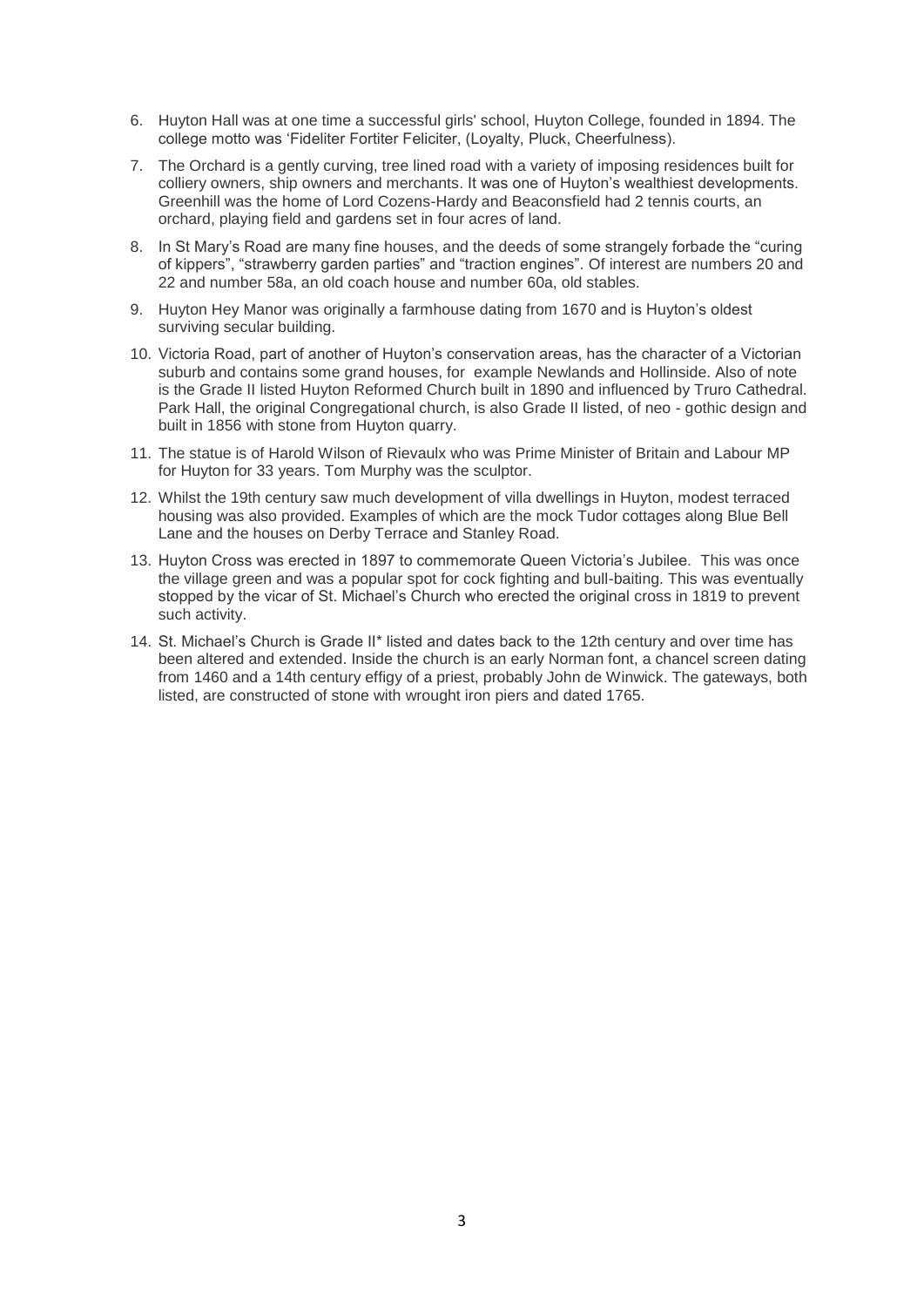6. Huyton Hall was at one time a successful girls' school, Huyton College, founded in 1894. The college motto was 'Fideliter Fortiter Feliciter, (Loyalty, Pluck, Cheerfulness).
7. The Orchard is a gently curving, tree lined road with a variety of imposing residences built for colliery owners, ship owners and merchants. It was one of Huyton's wealthiest developments. Greenhill was the home of Lord Cozens-Hardy and Beaconsfield had 2 tennis courts, an orchard, playing field and gardens set in four acres of land.
8. In St Mary's Road are many fine houses, and the deeds of some strangely forbade the "curing of kippers", "strawberry garden parties" and "traction engines". Of interest are numbers 20 and 22 and number 58a, an old coach house and number 60a, old stables.
9. Huyton Hey Manor was originally a farmhouse dating from 1670 and is Huyton's oldest surviving secular building.
10. Victoria Road, part of another of Huyton's conservation areas, has the character of a Victorian suburb and contains some grand houses, for example Newlands and Hollinside. Also of note is the Grade II listed Huyton Reformed Church built in 1890 and influenced by Truro Cathedral. Park Hall, the original Congregational church, is also Grade II listed, of neo - gothic design and built in 1856 with stone from Huyton quarry.
11. The statue is of Harold Wilson of Rievaulx who was Prime Minister of Britain and Labour MP for Huyton for 33 years. Tom Murphy was the sculptor.
12. Whilst the 19th century saw much development of villa dwellings in Huyton, modest terraced housing was also provided. Examples of which are the mock Tudor cottages along Blue Bell Lane and the houses on Derby Terrace and Stanley Road.
13. Huyton Cross was erected in 1897 to commemorate Queen Victoria's Jubilee. This was once the village green and was a popular spot for cock fighting and bull-baiting. This was eventually stopped by the vicar of St. Michael's Church who erected the original cross in 1819 to prevent such activity.
14. St. Michael's Church is Grade II* listed and dates back to the 12th century and over time has been altered and extended. Inside the church is an early Norman font, a chancel screen dating from 1460 and a 14th century effigy of a priest, probably John de Winwick. The gateways, both listed, are constructed of stone with wrought iron piers and dated 1765.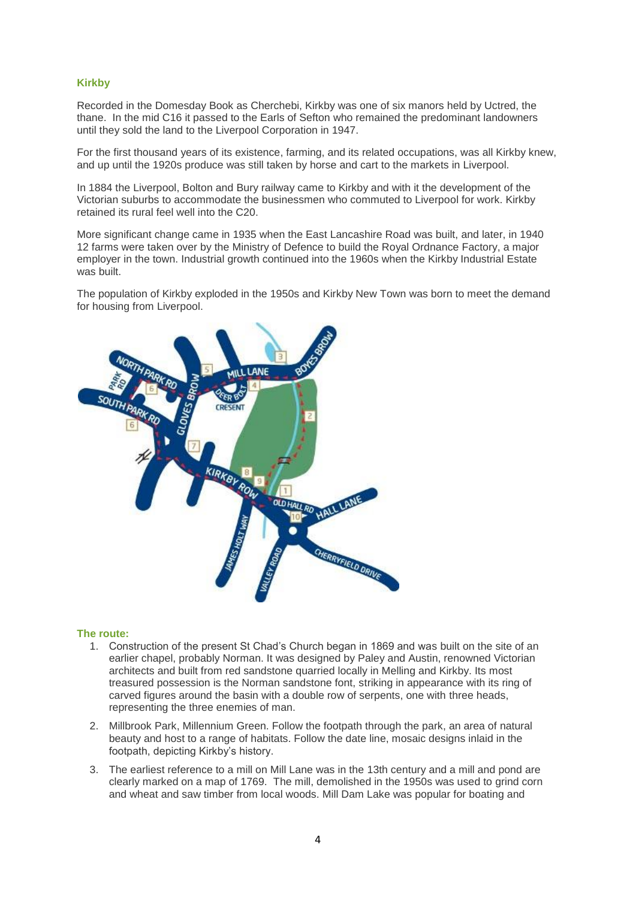### Kirkby

Recorded in the Domesday Book as Cherchebi, Kirkby was one of six manors held by Uctred, the thane. In the mid C16 it passed to the Earls of Sefton who remained the predominant landowners until they sold the land to the Liverpool Corporation in 1947.

For the first thousand years of its existence, farming, and its related occupations, was all Kirkby knew, and up until the 1920s produce was still taken by horse and cart to the markets in Liverpool.

In 1884 the Liverpool, Bolton and Bury railway came to Kirkby and with it the development of the Victorian suburbs to accommodate the businessmen who commuted to Liverpool for work. Kirkby retained its rural feel well into the C20.

More significant change came in 1935 when the East Lancashire Road was built, and later, in 1940 12 farms were taken over by the Ministry of Defence to build the Royal Ordnance Factory, a major employer in the town. Industrial growth continued into the 1960s when the Kirkby Industrial Estate was built.

The population of Kirkby exploded in the 1950s and Kirkby New Town was born to meet the demand for housing from Liverpool.

### The route:

1. Construction of the present St Chad's Church began in 1869 and was built on the site of an earlier chapel, probably Norman. It was designed by Paley and Austin, renowned Victorian architects and built from red sandstone quarried locally in Melling and Kirkby. Its most treasured possession is the Norman sandstone font, striking in appearance with its ring of carved figures around the basin with a double row of serpents, one with three heads, representing the three enemies of man.
2. Millbrook Park, Millennium Green. Follow the footpath through the park, an area of natural beauty and host to a range of habitats. Follow the date line, mosaic designs inlaid in the footpath, depicting Kirkby's history.
3. The earliest reference to a mill on Mill Lane was in the 13th century and a mill and pond are clearly marked on a map of 1769. The mill, demolished in the 1950s was used to grind corn and wheat and saw timber from local woods. Mill Dam Lake was popular for boating and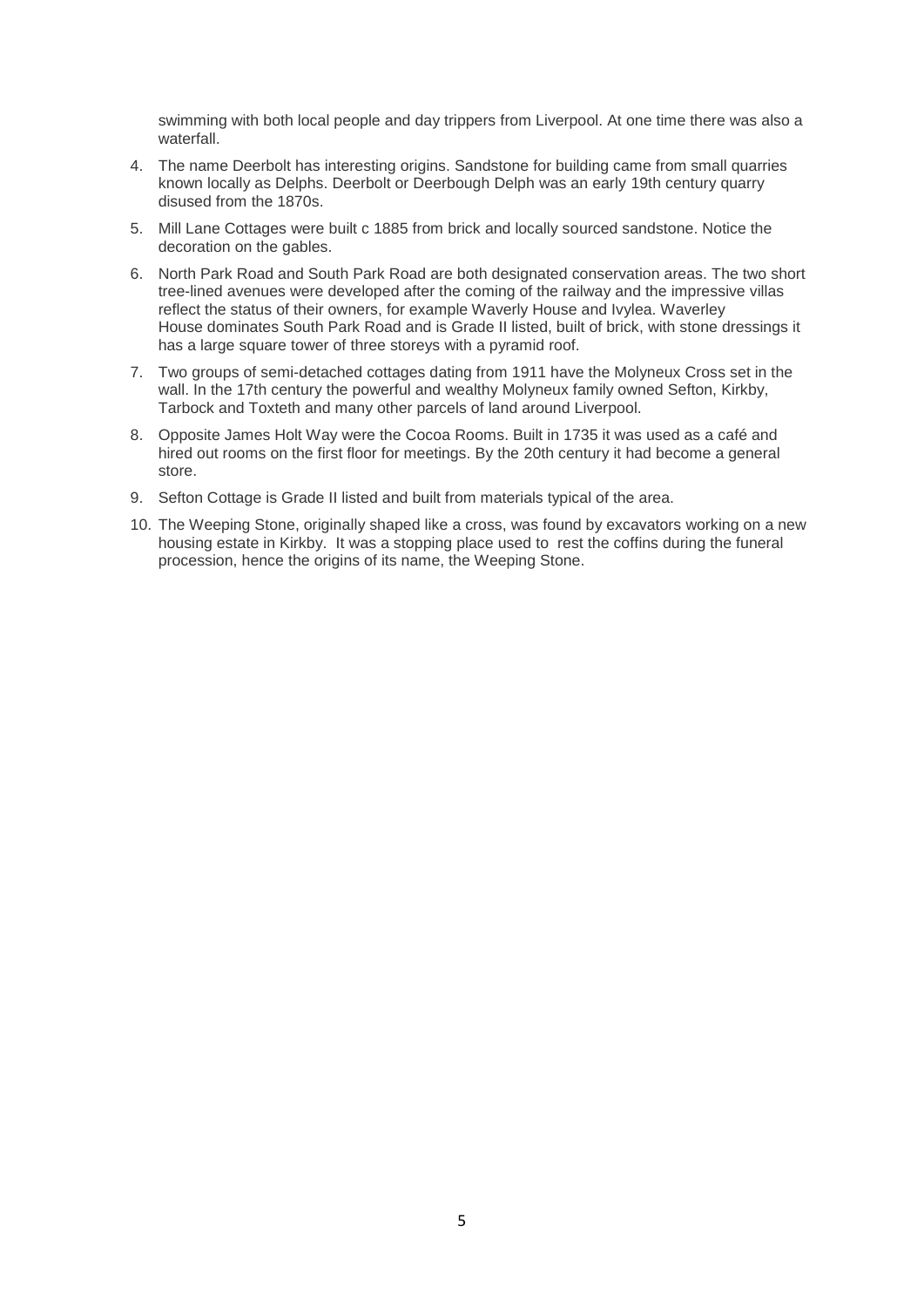swimming with both local people and day trippers from Liverpool. At one time there was also a waterfall.

4. The name Deerbolt has interesting origins. Sandstone for building came from small quarries known locally as Delphs. Deerbolt or Deerbough Delph was an early 19th century quarry disused from the 1870s.

5. Mill Lane Cottages were built c 1885 from brick and locally sourced sandstone. Notice the decoration on the gables.

6. North Park Road and South Park Road are both designated conservation areas. The two short tree-lined avenues were developed after the coming of the railway and the impressive villas reflect the status of their owners, for example Waverly House and Ivylea. Waverley House dominates South Park Road and is Grade II listed, built of brick, with stone dressings it has a large square tower of three storeys with a pyramid roof.

7. Two groups of semi-detached cottages dating from 1911 have the Molyneux Cross set in the wall. In the 17th century the powerful and wealthy Molyneux family owned Sefton, Kirkby, Tarbock and Toxteth and many other parcels of land around Liverpool.

8. Opposite James Holt Way were the Cocoa Rooms. Built in 1735 it was used as a café and hired out rooms on the first floor for meetings. By the 20th century it had become a general store.

9. Sefton Cottage is Grade II listed and built from materials typical of the area.

10. The Weeping Stone, originally shaped like a cross, was found by excavators working on a new housing estate in Kirkby. It was a stopping place used to rest the coffins during the funeral procession, hence the origins of its name, the Weeping Stone.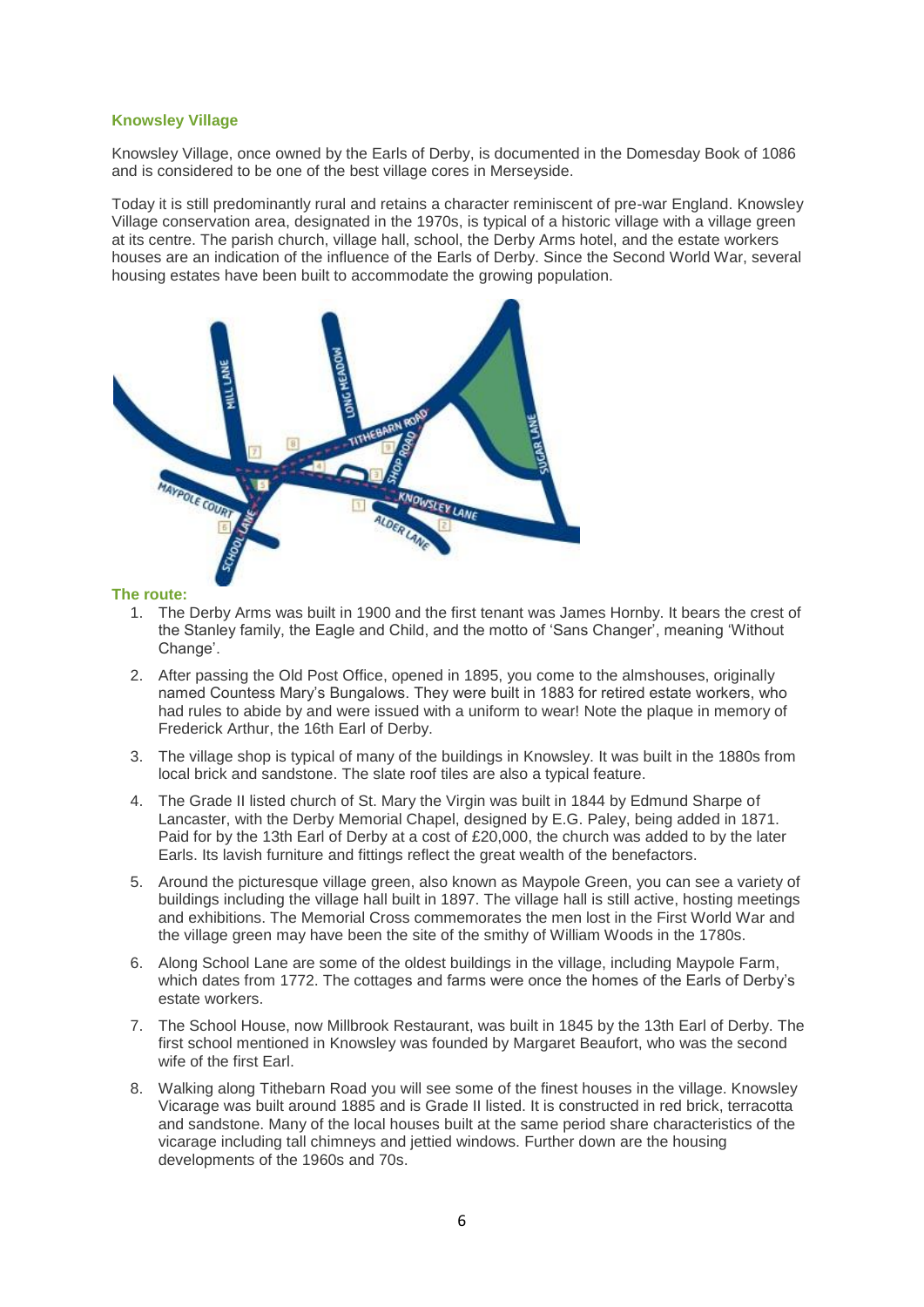## Knowsley Village

Knowsley Village, once owned by the Earls of Derby, is documented in the Domesday Book of 1086 and is considered to be one of the best village cores in Merseyside.

Today it is still predominantly rural and retains a character reminiscent of pre-war England. Knowsley Village conservation area, designated in the 1970s, is typical of a historic village with a village green at its centre. The parish church, village hall, school, the Derby Arms hotel, and the estate workers houses are an indication of the influence of the Earls of Derby. Since the Second World War, several housing estates have been built to accommodate the growing population.

### The route:

1. The Derby Arms was built in 1900 and the first tenant was James Hornby. It bears the crest of the Stanley family, the Eagle and Child, and the motto of 'Sans Changer', meaning 'Without Change'.
2. After passing the Old Post Office, opened in 1895, you come to the almshouses, originally named Countess Mary's Bungalows. They were built in 1883 for retired estate workers, who had rules to abide by and were issued with a uniform to wear! Note the plaque in memory of Frederick Arthur, the 16th Earl of Derby.
3. The village shop is typical of many of the buildings in Knowsley. It was built in the 1880s from local brick and sandstone. The slate roof tiles are also a typical feature.
4. The Grade II listed church of St. Mary the Virgin was built in 1844 by Edmund Sharpe of Lancaster, with the Derby Memorial Chapel, designed by E.G. Paley, being added in 1871. Paid for by the 13th Earl of Derby at a cost of £20,000, the church was added to by the later Earls. Its lavish furniture and fittings reflect the great wealth of the benefactors.
5. Around the picturesque village green, also known as Maypole Green, you can see a variety of buildings including the village hall built in 1897. The village hall is still active, hosting meetings and exhibitions. The Memorial Cross commemorates the men lost in the First World War and the village green may have been the site of the smithy of William Woods in the 1780s.
6. Along School Lane are some of the oldest buildings in the village, including Maypole Farm, which dates from 1772. The cottages and farms were once the homes of the Earls of Derby's estate workers.
7. The School House, now Millbrook Restaurant, was built in 1845 by the 13th Earl of Derby. The first school mentioned in Knowsley was founded by Margaret Beaufort, who was the second wife of the first Earl.
8. Walking along Tithebarn Road you will see some of the finest houses in the village. Knowsley Vicarage was built around 1885 and is Grade II listed. It is constructed in red brick, terracotta and sandstone. Many of the local houses built at the same period share characteristics of the vicarage including tall chimneys and jettied windows. Further down are the housing developments of the 1960s and 70s.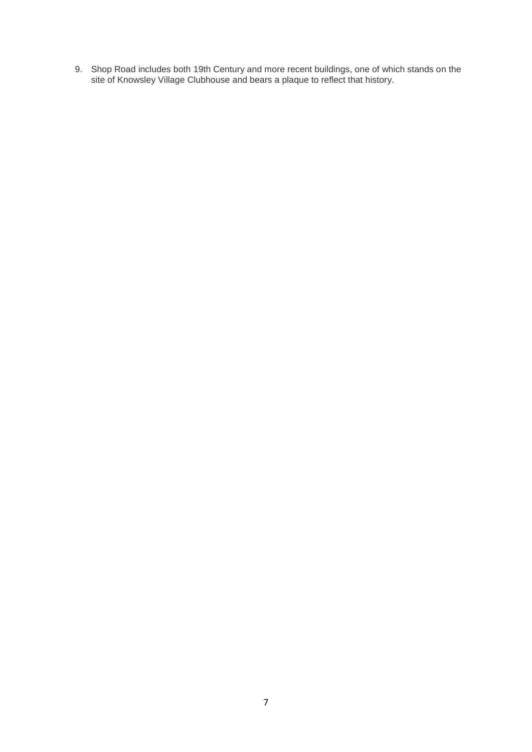9. Shop Road includes both 19th Century and more recent buildings, one of which stands on the site of Knowsley Village Clubhouse and bears a plaque to reflect that history.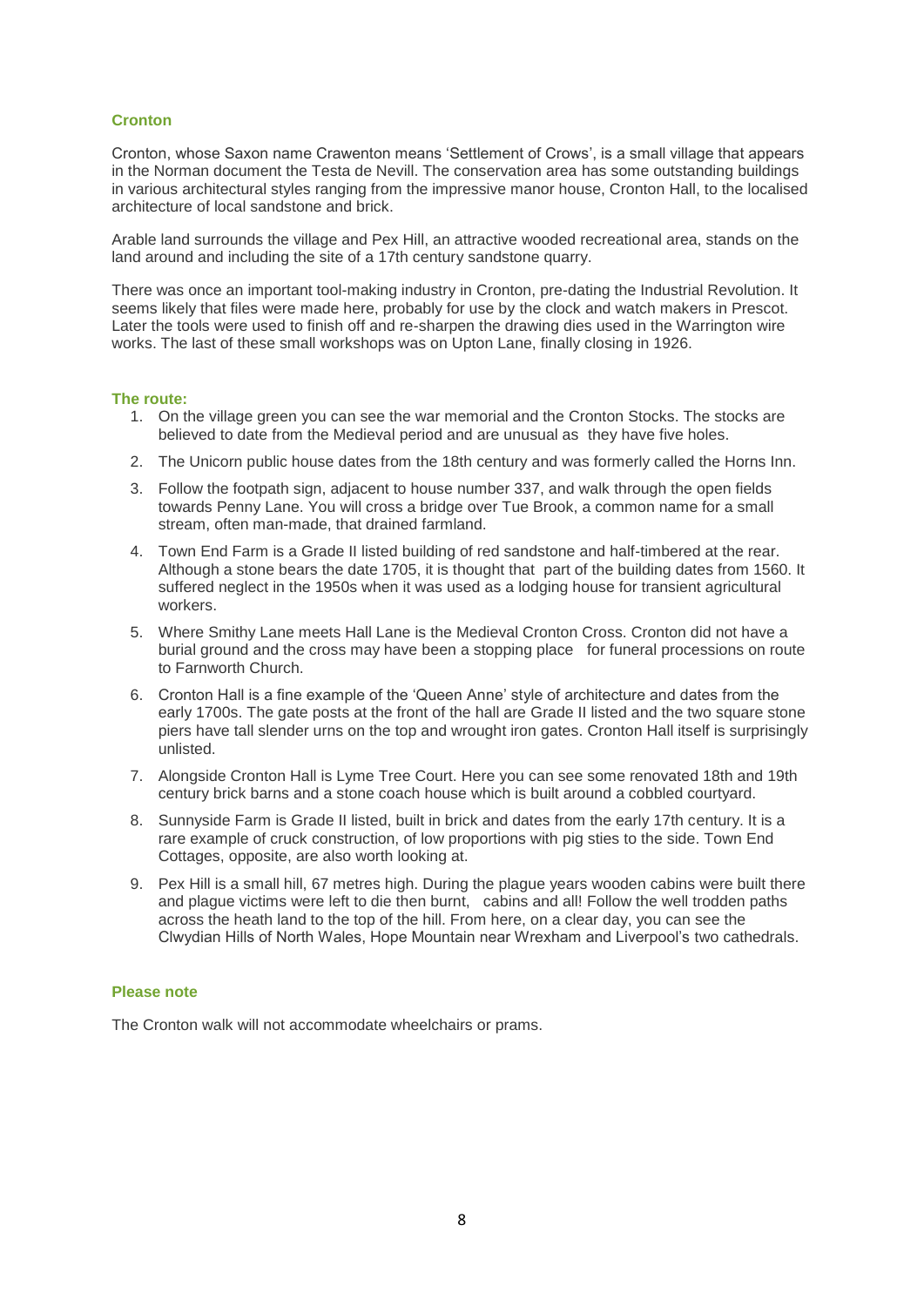## Cronton

Cronton, whose Saxon name Crawenton means 'Settlement of Crows', is a small village that appears in the Norman document the Testa de Nevill. The conservation area has some outstanding buildings in various architectural styles ranging from the impressive manor house, Cronton Hall, to the localised architecture of local sandstone and brick.

Arable land surrounds the village and Pex Hill, an attractive wooded recreational area, stands on the land around and including the site of a 17th century sandstone quarry.

There was once an important tool-making industry in Cronton, pre-dating the Industrial Revolution. It seems likely that files were made here, probably for use by the clock and watch makers in Prescot. Later the tools were used to finish off and re-sharpen the drawing dies used in the Warrington wire works. The last of these small workshops was on Upton Lane, finally closing in 1926.

### The route:

1. On the village green you can see the war memorial and the Cronton Stocks. The stocks are believed to date from the Medieval period and are unusual as they have five holes.
2. The Unicorn public house dates from the 18th century and was formerly called the Horns Inn.
3. Follow the footpath sign, adjacent to house number 337, and walk through the open fields towards Penny Lane. You will cross a bridge over Tue Brook, a common name for a small stream, often man-made, that drained farmland.
4. Town End Farm is a Grade II listed building of red sandstone and half-timbered at the rear. Although a stone bears the date 1705, it is thought that part of the building dates from 1560. It suffered neglect in the 1950s when it was used as a lodging house for transient agricultural workers.
5. Where Smithy Lane meets Hall Lane is the Medieval Cronton Cross. Cronton did not have a burial ground and the cross may have been a stopping place for funeral processions on route to Farnworth Church.
6. Cronton Hall is a fine example of the 'Queen Anne' style of architecture and dates from the early 1700s. The gate posts at the front of the hall are Grade II listed and the two square stone piers have tall slender urns on the top and wrought iron gates. Cronton Hall itself is surprisingly unlisted.
7. Alongside Cronton Hall is Lyme Tree Court. Here you can see some renovated 18th and 19th century brick barns and a stone coach house which is built around a cobbled courtyard.
8. Sunnyside Farm is Grade II listed, built in brick and dates from the early 17th century. It is a rare example of cruck construction, of low proportions with pig sties to the side. Town End Cottages, opposite, are also worth looking at.
9. Pex Hill is a small hill, 67 metres high. During the plague years wooden cabins were built there and plague victims were left to die then burnt, cabins and all! Follow the well trodden paths across the heath land to the top of the hill. From here, on a clear day, you can see the Clwydian Hills of North Wales, Hope Mountain near Wrexham and Liverpool's two cathedrals.

### Please note

The Cronton walk will not accommodate wheelchairs or prams.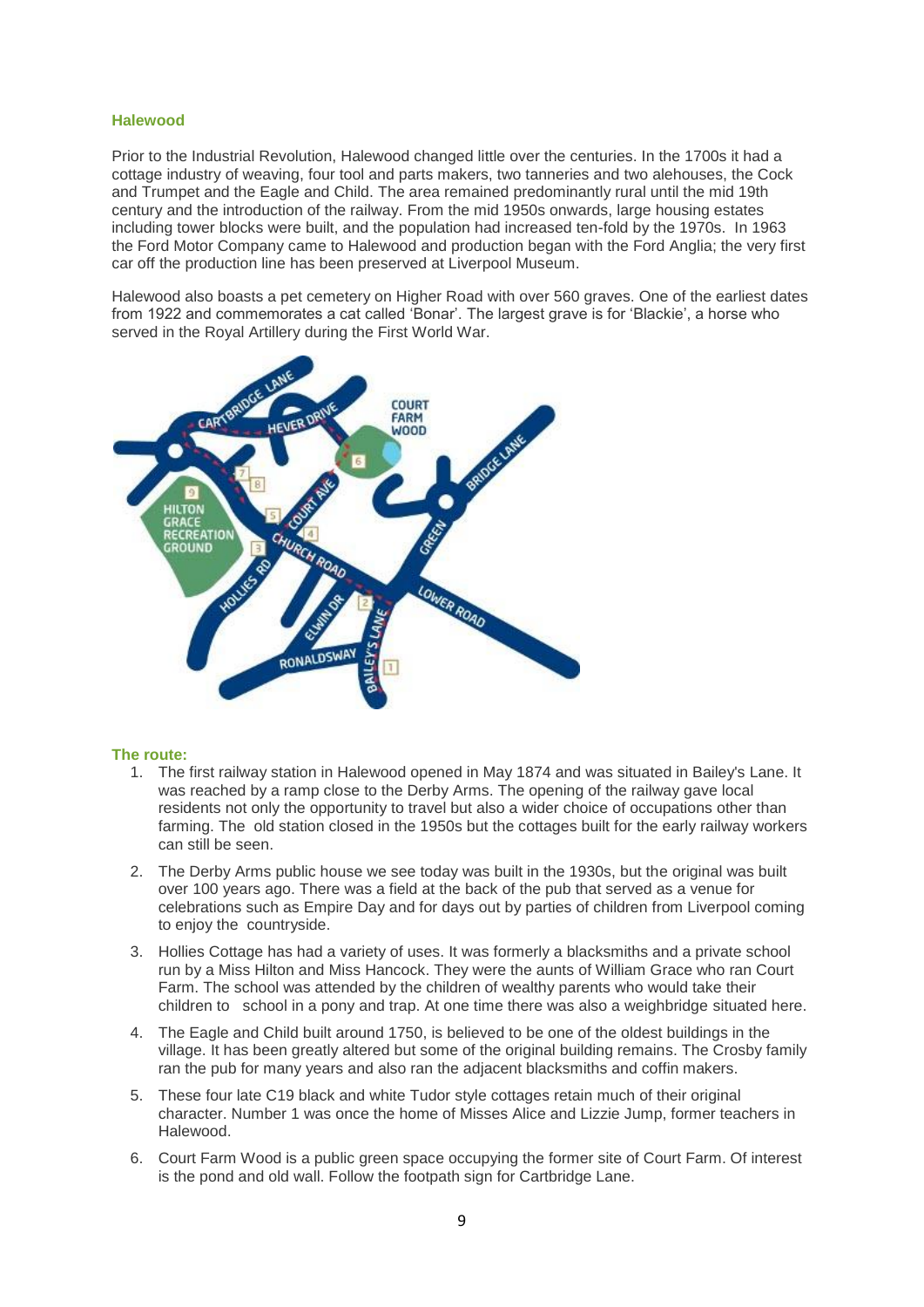## Halewood

Prior to the Industrial Revolution, Halewood changed little over the centuries. In the 1700s it had a cottage industry of weaving, four tool and parts makers, two tanneries and two alehouses, the Cock and Trumpet and the Eagle and Child. The area remained predominantly rural until the mid 19th century and the introduction of the railway. From the mid 1950s onwards, large housing estates including tower blocks were built, and the population had increased ten-fold by the 1970s. In 1963 the Ford Motor Company came to Halewood and production began with the Ford Anglia; the very first car off the production line has been preserved at Liverpool Museum.

Halewood also boasts a pet cemetery on Higher Road with over 560 graves. One of the earliest dates from 1922 and commemorates a cat called 'Bonar'. The largest grave is for 'Blackie', a horse who served in the Royal Artillery during the First World War.

### The route:

1. The first railway station in Halewood opened in May 1874 and was situated in Bailey's Lane. It was reached by a ramp close to the Derby Arms. The opening of the railway gave local residents not only the opportunity to travel but also a wider choice of occupations other than farming. The old station closed in the 1950s but the cottages built for the early railway workers can still be seen.
2. The Derby Arms public house we see today was built in the 1930s, but the original was built over 100 years ago. There was a field at the back of the pub that served as a venue for celebrations such as Empire Day and for days out by parties of children from Liverpool coming to enjoy the countryside.
3. Hollies Cottage has had a variety of uses. It was formerly a blacksmiths and a private school run by a Miss Hilton and Miss Hancock. They were the aunts of William Grace who ran Court Farm. The school was attended by the children of wealthy parents who would take their children to school in a pony and trap. At one time there was also a weighbridge situated here.
4. The Eagle and Child built around 1750, is believed to be one of the oldest buildings in the village. It has been greatly altered but some of the original building remains. The Crosby family ran the pub for many years and also ran the adjacent blacksmiths and coffin makers.
5. These four late C19 black and white Tudor style cottages retain much of their original character. Number 1 was once the home of Misses Alice and Lizzie Jump, former teachers in Halewood.
6. Court Farm Wood is a public green space occupying the former site of Court Farm. Of interest is the pond and old wall. Follow the footpath sign for Cartbridge Lane.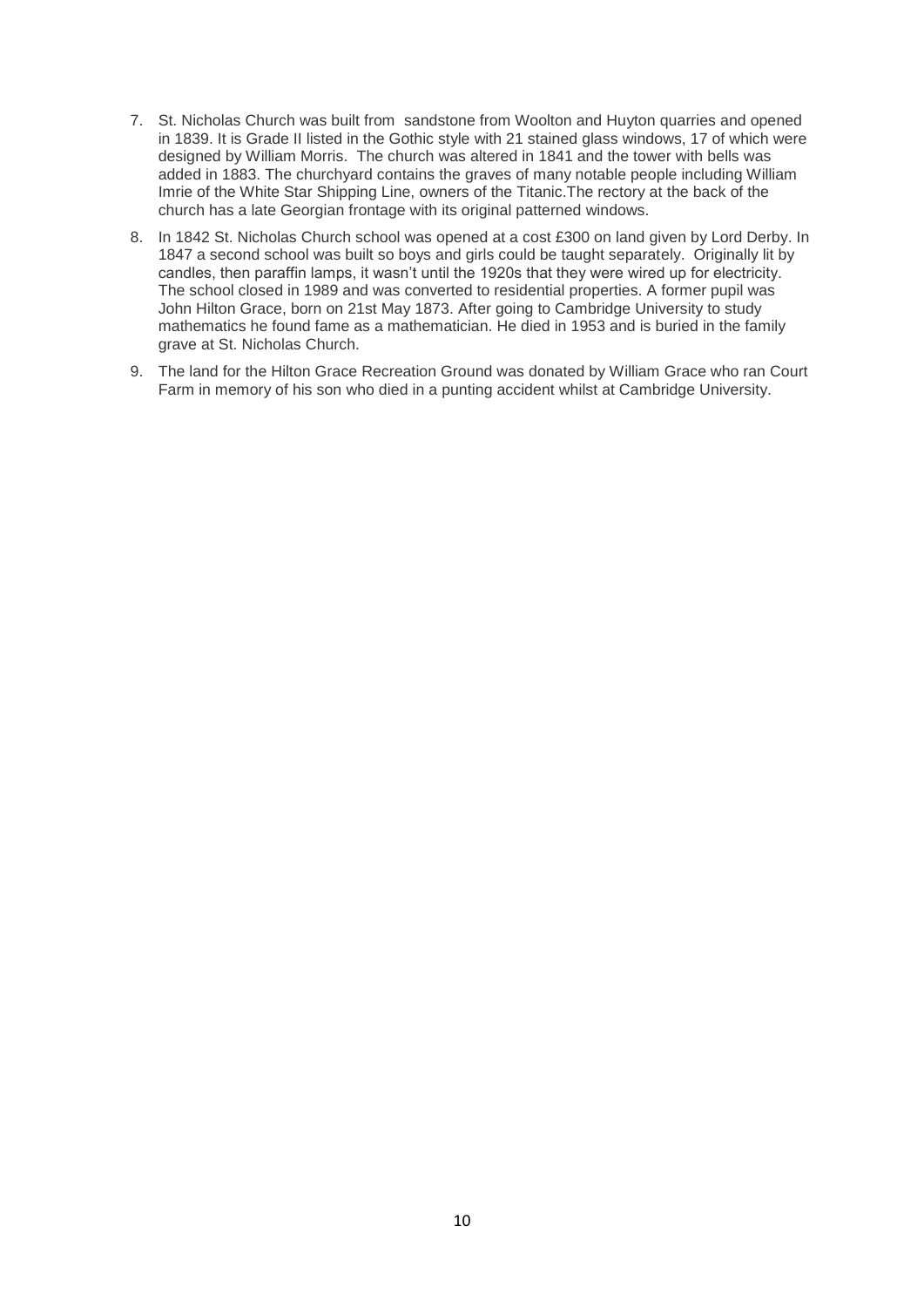7. St. Nicholas Church was built from sandstone from Woolton and Huyton quarries and opened in 1839. It is Grade II listed in the Gothic style with 21 stained glass windows, 17 of which were designed by William Morris. The church was altered in 1841 and the tower with bells was added in 1883. The churchyard contains the graves of many notable people including William Imrie of the White Star Shipping Line, owners of the Titanic.The rectory at the back of the church has a late Georgian frontage with its original patterned windows.

8. In 1842 St. Nicholas Church school was opened at a cost £300 on land given by Lord Derby. In 1847 a second school was built so boys and girls could be taught separately. Originally lit by candles, then paraffin lamps, it wasn't until the 1920s that they were wired up for electricity. The school closed in 1989 and was converted to residential properties. A former pupil was John Hilton Grace, born on 21st May 1873. After going to Cambridge University to study mathematics he found fame as a mathematician. He died in 1953 and is buried in the family grave at St. Nicholas Church.

9. The land for the Hilton Grace Recreation Ground was donated by William Grace who ran Court Farm in memory of his son who died in a punting accident whilst at Cambridge University.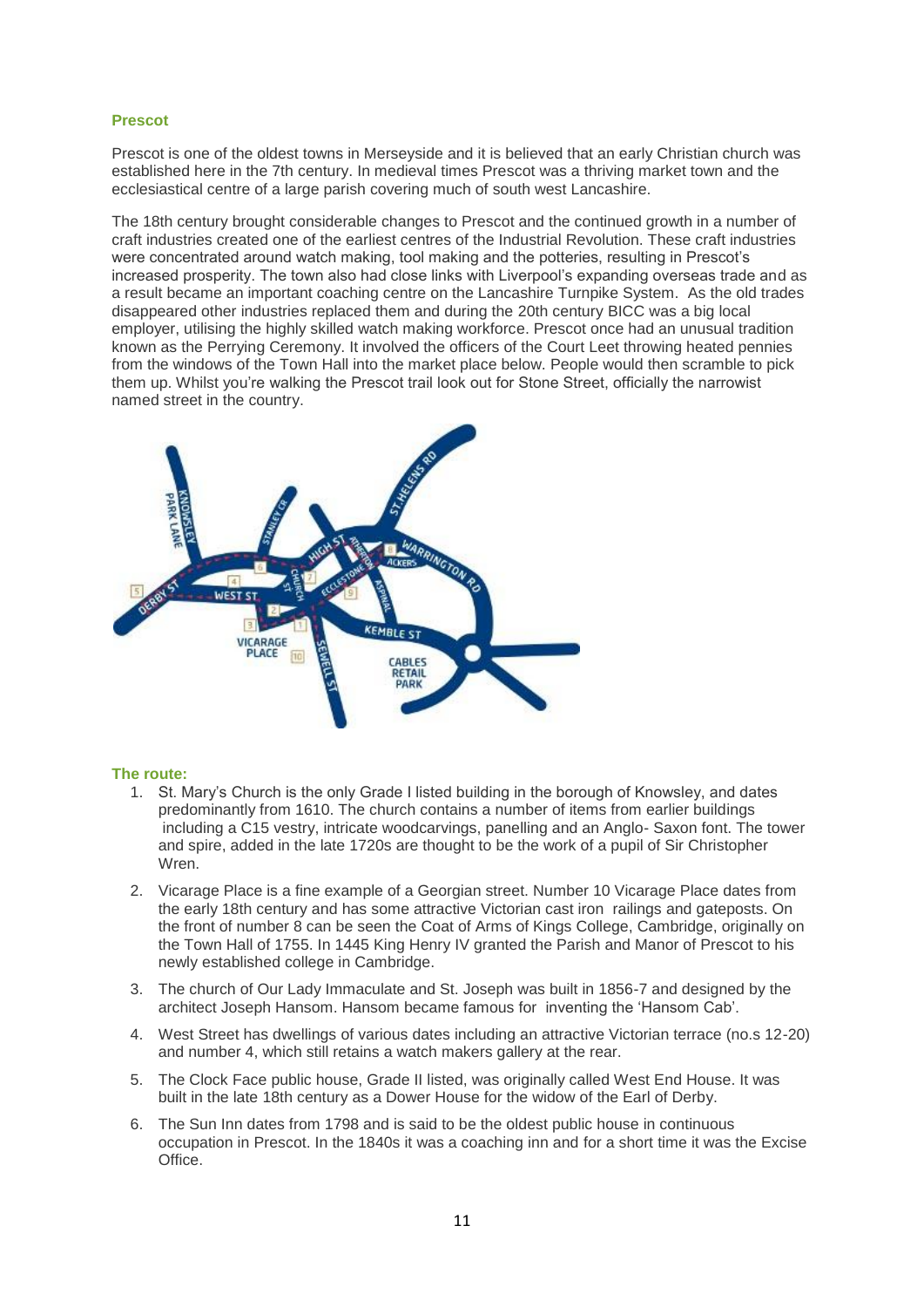## Prescot

Prescot is one of the oldest towns in Merseyside and it is believed that an early Christian church was established here in the 7th century. In medieval times Prescot was a thriving market town and the ecclesiastical centre of a large parish covering much of south west Lancashire.

The 18th century brought considerable changes to Prescot and the continued growth in a number of craft industries created one of the earliest centres of the Industrial Revolution. These craft industries were concentrated around watch making, tool making and the potteries, resulting in Prescot's increased prosperity. The town also had close links with Liverpool's expanding overseas trade and as a result became an important coaching centre on the Lancashire Turnpike System. As the old trades disappeared other industries replaced them and during the 20th century BICC was a big local employer, utilising the highly skilled watch making workforce. Prescot once had an unusual tradition known as the Perrying Ceremony. It involved the officers of the Court Leet throwing heated pennies from the windows of the Town Hall into the market place below. People would then scramble to pick them up. Whilst you're walking the Prescot trail look out for Stone Street, officially the narrowist named street in the country.

## The route:

1. St. Mary's Church is the only Grade I listed building in the borough of Knowsley, and dates predominantly from 1610. The church contains a number of items from earlier buildings including a C15 vestry, intricate woodcarvings, panelling and an Anglo- Saxon font. The tower and spire, added in the late 1720s are thought to be the work of a pupil of Sir Christopher Wren.
2. Vicarage Place is a fine example of a Georgian street. Number 10 Vicarage Place dates from the early 18th century and has some attractive Victorian cast iron railings and gateposts. On the front of number 8 can be seen the Coat of Arms of Kings College, Cambridge, originally on the Town Hall of 1755. In 1445 King Henry IV granted the Parish and Manor of Prescot to his newly established college in Cambridge.
3. The church of Our Lady Immaculate and St. Joseph was built in 1856-7 and designed by the architect Joseph Hansom. Hansom became famous for inventing the 'Hansom Cab'.
4. West Street has dwellings of various dates including an attractive Victorian terrace (no.s 12-20) and number 4, which still retains a watch makers gallery at the rear.
5. The Clock Face public house, Grade II listed, was originally called West End House. It was built in the late 18th century as a Dower House for the widow of the Earl of Derby.
6. The Sun Inn dates from 1798 and is said to be the oldest public house in continuous occupation in Prescot. In the 1840s it was a coaching inn and for a short time it was the Excise Office.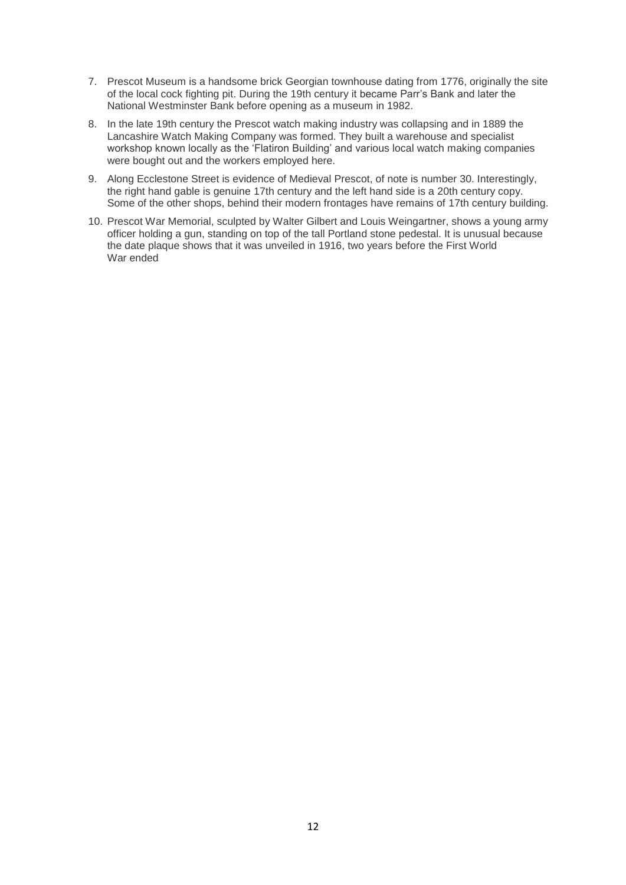7. Prescot Museum is a handsome brick Georgian townhouse dating from 1776, originally the site of the local cock fighting pit. During the 19th century it became Parr's Bank and later the National Westminster Bank before opening as a museum in 1982.

8. In the late 19th century the Prescot watch making industry was collapsing and in 1889 the Lancashire Watch Making Company was formed. They built a warehouse and specialist workshop known locally as the 'Flatiron Building' and various local watch making companies were bought out and the workers employed here.

9. Along Ecclestone Street is evidence of Medieval Prescot, of note is number 30. Interestingly, the right hand gable is genuine 17th century and the left hand side is a 20th century copy. Some of the other shops, behind their modern frontages have remains of 17th century building.

10. Prescot War Memorial, sculpted by Walter Gilbert and Louis Weingartner, shows a young army officer holding a gun, standing on top of the tall Portland stone pedestal. It is unusual because the date plaque shows that it was unveiled in 1916, two years before the First World War ended